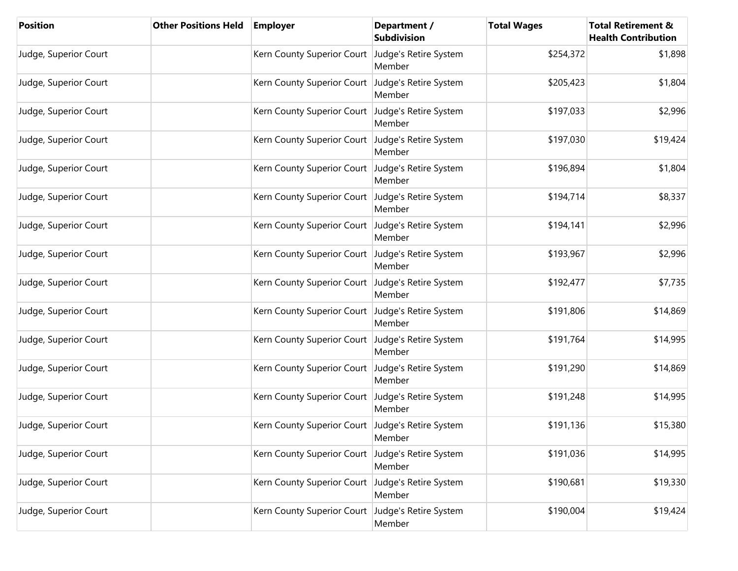| Position | Other Positions Held | Employer | Department / Subdivision | Total Wages | Total Retirement & Health Contribution |
|---|---|---|---|---|---|
| Judge, Superior Court | | Kern County Superior Court | Judge's Retire System Member | $254,372 | $1,898 |
| Judge, Superior Court | | Kern County Superior Court | Judge's Retire System Member | $205,423 | $1,804 |
| Judge, Superior Court | | Kern County Superior Court | Judge's Retire System Member | $197,033 | $2,996 |
| Judge, Superior Court | | Kern County Superior Court | Judge's Retire System Member | $197,030 | $19,424 |
| Judge, Superior Court | | Kern County Superior Court | Judge's Retire System Member | $196,894 | $1,804 |
| Judge, Superior Court | | Kern County Superior Court | Judge's Retire System Member | $194,714 | $8,337 |
| Judge, Superior Court | | Kern County Superior Court | Judge's Retire System Member | $194,141 | $2,996 |
| Judge, Superior Court | | Kern County Superior Court | Judge's Retire System Member | $193,967 | $2,996 |
| Judge, Superior Court | | Kern County Superior Court | Judge's Retire System Member | $192,477 | $7,735 |
| Judge, Superior Court | | Kern County Superior Court | Judge's Retire System Member | $191,806 | $14,869 |
| Judge, Superior Court | | Kern County Superior Court | Judge's Retire System Member | $191,764 | $14,995 |
| Judge, Superior Court | | Kern County Superior Court | Judge's Retire System Member | $191,290 | $14,869 |
| Judge, Superior Court | | Kern County Superior Court | Judge's Retire System Member | $191,248 | $14,995 |
| Judge, Superior Court | | Kern County Superior Court | Judge's Retire System Member | $191,136 | $15,380 |
| Judge, Superior Court | | Kern County Superior Court | Judge's Retire System Member | $191,036 | $14,995 |
| Judge, Superior Court | | Kern County Superior Court | Judge's Retire System Member | $190,681 | $19,330 |
| Judge, Superior Court | | Kern County Superior Court | Judge's Retire System Member | $190,004 | $19,424 |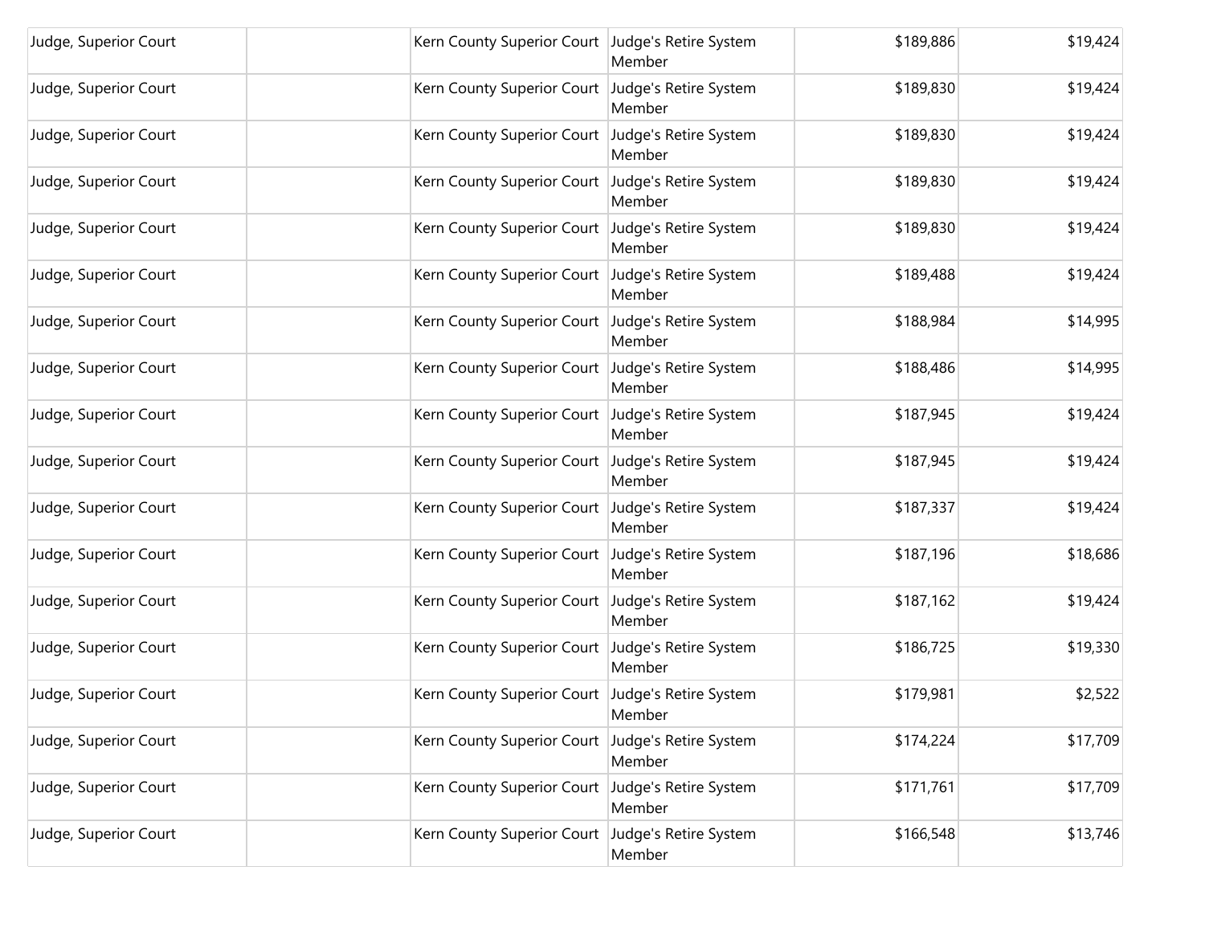| | | | | | |
|---|---|---|---|---|---|
| Judge, Superior Court | | Kern County Superior Court | Judge's Retire System Member | $189,886 | $19,424 |
| Judge, Superior Court | | Kern County Superior Court | Judge's Retire System Member | $189,830 | $19,424 |
| Judge, Superior Court | | Kern County Superior Court | Judge's Retire System Member | $189,830 | $19,424 |
| Judge, Superior Court | | Kern County Superior Court | Judge's Retire System Member | $189,830 | $19,424 |
| Judge, Superior Court | | Kern County Superior Court | Judge's Retire System Member | $189,830 | $19,424 |
| Judge, Superior Court | | Kern County Superior Court | Judge's Retire System Member | $189,488 | $19,424 |
| Judge, Superior Court | | Kern County Superior Court | Judge's Retire System Member | $188,984 | $14,995 |
| Judge, Superior Court | | Kern County Superior Court | Judge's Retire System Member | $188,486 | $14,995 |
| Judge, Superior Court | | Kern County Superior Court | Judge's Retire System Member | $187,945 | $19,424 |
| Judge, Superior Court | | Kern County Superior Court | Judge's Retire System Member | $187,945 | $19,424 |
| Judge, Superior Court | | Kern County Superior Court | Judge's Retire System Member | $187,337 | $19,424 |
| Judge, Superior Court | | Kern County Superior Court | Judge's Retire System Member | $187,196 | $18,686 |
| Judge, Superior Court | | Kern County Superior Court | Judge's Retire System Member | $187,162 | $19,424 |
| Judge, Superior Court | | Kern County Superior Court | Judge's Retire System Member | $186,725 | $19,330 |
| Judge, Superior Court | | Kern County Superior Court | Judge's Retire System Member | $179,981 | $2,522 |
| Judge, Superior Court | | Kern County Superior Court | Judge's Retire System Member | $174,224 | $17,709 |
| Judge, Superior Court | | Kern County Superior Court | Judge's Retire System Member | $171,761 | $17,709 |
| Judge, Superior Court | | Kern County Superior Court | Judge's Retire System Member | $166,548 | $13,746 |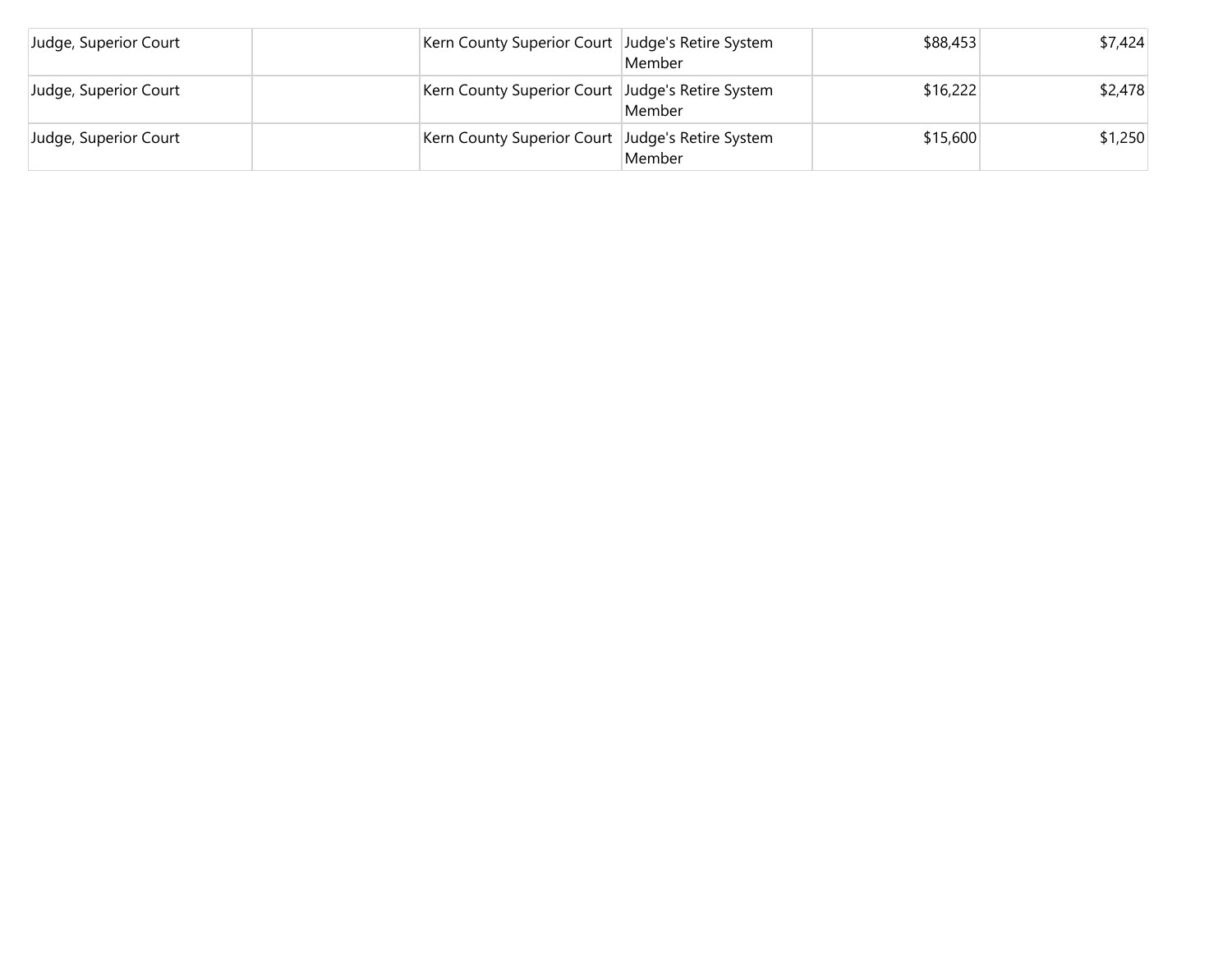| | | | | | |
|---|---|---|---|---|---|
| Judge, Superior Court | | Kern County Superior Court | Judge's Retire System Member | $88,453 | $7,424 |
| Judge, Superior Court | | Kern County Superior Court | Judge's Retire System Member | $16,222 | $2,478 |
| Judge, Superior Court | | Kern County Superior Court | Judge's Retire System Member | $15,600 | $1,250 |